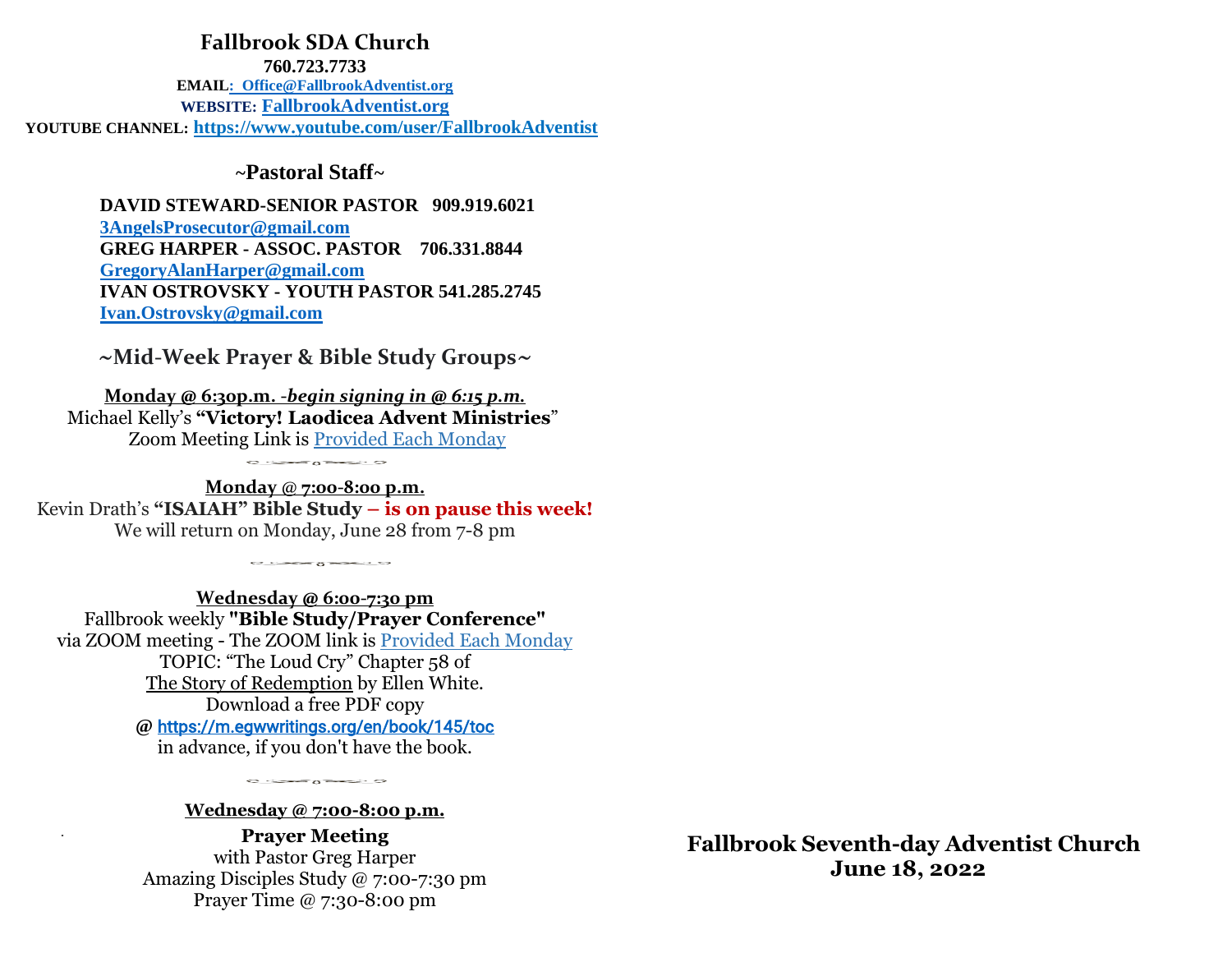# Fallbrook SDA Church

**760.723.7733**

**EMAIL: Office@FallbrookAdventist.org**

**WEBSITE: FallbrookAdventist.org**

**YOUTUBE CHANNEL: https://www.youtube.com/user/FallbrookAdventist**

## ~Pastoral Staff~

**DAVID STEWARD-SENIOR PASTOR 909.919.6021**
**3AngelsProsecutor@gmail.com**
**GREG HARPER - ASSOC. PASTOR 706.331.8844**
**GregoryAlanHarper@gmail.com**
**IVAN OSTROVSKY - YOUTH PASTOR 541.285.2745**
**Ivan.Ostrovsky@gmail.com**

## ~Mid-Week Prayer & Bible Study Groups~

**Monday @ 6:30p.m. -*begin signing in @ 6:15 p.m.***
Michael Kelly's **"Victory! Laodicea Advent Ministries"**
Zoom Meeting Link is Provided Each Monday

**Monday @ 7:00-8:00 p.m.**
Kevin Drath's **"ISAIAH" Bible Study – is on pause this week!**
We will return on Monday, June 28 from 7-8 pm

**Wednesday @ 6:00-7:30 pm**
Fallbrook weekly **"Bible Study/Prayer Conference"**
via ZOOM meeting - The ZOOM link is Provided Each Monday
TOPIC: "The Loud Cry" Chapter 58 of
The Story of Redemption by Ellen White.
Download a free PDF copy
@ https://m.egwwritings.org/en/book/145/toc
in advance, if you don't have the book.

**Wednesday @ 7:00-8:00 p.m.**
**Prayer Meeting**
with Pastor Greg Harper
Amazing Disciples Study @ 7:00-7:30 pm
Prayer Time @ 7:30-8:00 pm

# Fallbrook Seventh-day Adventist Church
# June 18, 2022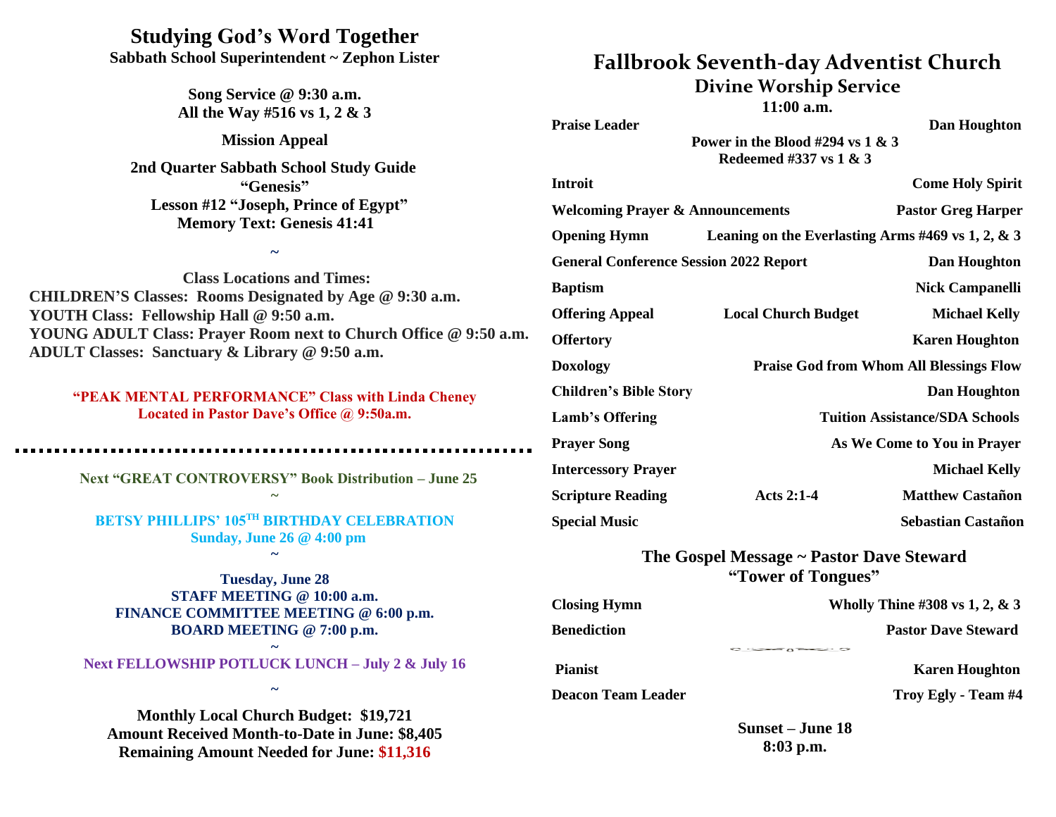# Studying God's Word Together

**Sabbath School Superintendent ~ Zephon Lister**

**Song Service @ 9:30 a.m.**
**All the Way #516 vs 1, 2 & 3**

**Mission Appeal**

**2nd Quarter Sabbath School Study Guide**
**"Genesis"**
**Lesson #12 "Joseph, Prince of Egypt"**
**Memory Text: Genesis 41:41**

~

**Class Locations and Times:**

**CHILDREN'S Classes: Rooms Designated by Age @ 9:30 a.m.**
**YOUTH Class: Fellowship Hall @ 9:50 a.m.**
**YOUNG ADULT Class: Prayer Room next to Church Office @ 9:50 a.m.**
**ADULT Classes: Sanctuary & Library @ 9:50 a.m.**

**"PEAK MENTAL PERFORMANCE" Class with Linda Cheney**
**Located in Pastor Dave's Office @ 9:50a.m.**

---

**Next "GREAT CONTROVERSY" Book Distribution – June 25**

~

**BETSY PHILLIPS' 105TH BIRTHDAY CELEBRATION**
**Sunday, June 26 @ 4:00 pm**

~

**Tuesday, June 28**
**STAFF MEETING @ 10:00 a.m.**
**FINANCE COMMITTEE MEETING @ 6:00 p.m.**
**BOARD MEETING @ 7:00 p.m.**

~

**Next FELLOWSHIP POTLUCK LUNCH – July 2 & July 16**

~

**Monthly Local Church Budget: $19,721**
**Amount Received Month-to-Date in June: $8,405**
**Remaining Amount Needed for June: $11,316**

# Fallbrook Seventh-day Adventist Church

## Divine Worship Service

**11:00 a.m.**

| | | |
|---|---|---|
| **Praise Leader** | **Power in the Blood #294 vs 1 & 3**<br>**Redeemed #337 vs 1 & 3** | **Dan Houghton** |
| **Introit** | | **Come Holy Spirit** |
| **Welcoming Prayer & Announcements** | | **Pastor Greg Harper** |
| **Opening Hymn** | **Leaning on the Everlasting Arms #469 vs 1, 2, & 3** | |
| **General Conference Session 2022 Report** | | **Dan Houghton** |
| **Baptism** | | **Nick Campanelli** |
| **Offering Appeal** | **Local Church Budget** | **Michael Kelly** |
| **Offertory** | | **Karen Houghton** |
| **Doxology** | **Praise God from Whom All Blessings Flow** | |
| **Children's Bible Story** | | **Dan Houghton** |
| **Lamb's Offering** | | **Tuition Assistance/SDA Schools** |
| **Prayer Song** | | **As We Come to You in Prayer** |
| **Intercessory Prayer** | | **Michael Kelly** |
| **Scripture Reading** | **Acts 2:1-4** | **Matthew Castañon** |
| **Special Music** | | **Sebastian Castañon** |

**The Gospel Message ~ Pastor Dave Steward**
**"Tower of Tongues"**

| | |
|---|---|
| **Closing Hymn** | **Wholly Thine #308 vs 1, 2, & 3** |
| **Benediction** | **Pastor Dave Steward** |
| **Pianist** | **Karen Houghton** |
| **Deacon Team Leader** | **Troy Egly - Team #4** |

**Sunset – June 18**
**8:03 p.m.**